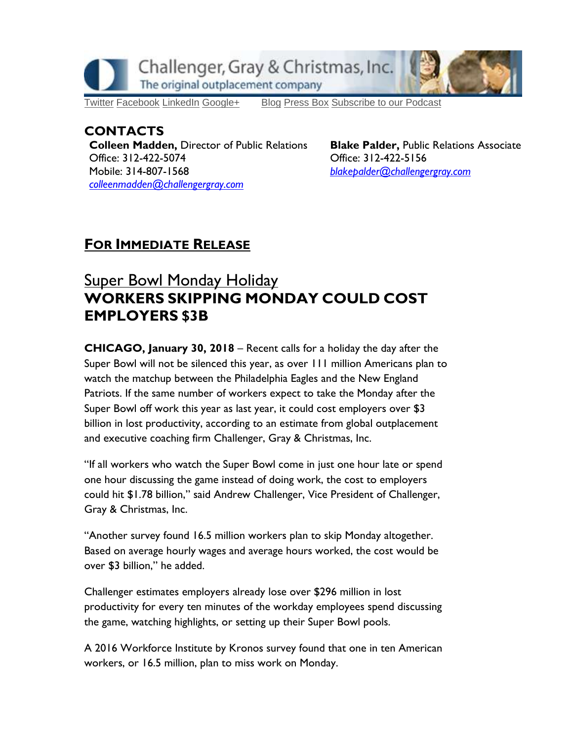Challenger, Gray & Christmas, Inc.
The original outplacement company

Twitter Facebook LinkedIn Google+ Blog Press Box Subscribe to our Podcast

## CONTACTS

**Colleen Madden,** Director of Public Relations
Office: 312-422-5074
Mobile: 314-807-1568
*colleenmadden@challengergray.com*

**Blake Palder,** Public Relations Associate
Office: 312-422-5156
*blakepalder@challengergray.com*

## FOR IMMEDIATE RELEASE

# Super Bowl Monday Holiday
# WORKERS SKIPPING MONDAY COULD COST EMPLOYERS $3B

**CHICAGO, January 30, 2018** – Recent calls for a holiday the day after the Super Bowl will not be silenced this year, as over 111 million Americans plan to watch the matchup between the Philadelphia Eagles and the New England Patriots. If the same number of workers expect to take the Monday after the Super Bowl off work this year as last year, it could cost employers over $3 billion in lost productivity, according to an estimate from global outplacement and executive coaching firm Challenger, Gray & Christmas, Inc.

"If all workers who watch the Super Bowl come in just one hour late or spend one hour discussing the game instead of doing work, the cost to employers could hit $1.78 billion," said Andrew Challenger, Vice President of Challenger, Gray & Christmas, Inc.

"Another survey found 16.5 million workers plan to skip Monday altogether. Based on average hourly wages and average hours worked, the cost would be over $3 billion," he added.

Challenger estimates employers already lose over $296 million in lost productivity for every ten minutes of the workday employees spend discussing the game, watching highlights, or setting up their Super Bowl pools.

A 2016 Workforce Institute by Kronos survey found that one in ten American workers, or 16.5 million, plan to miss work on Monday.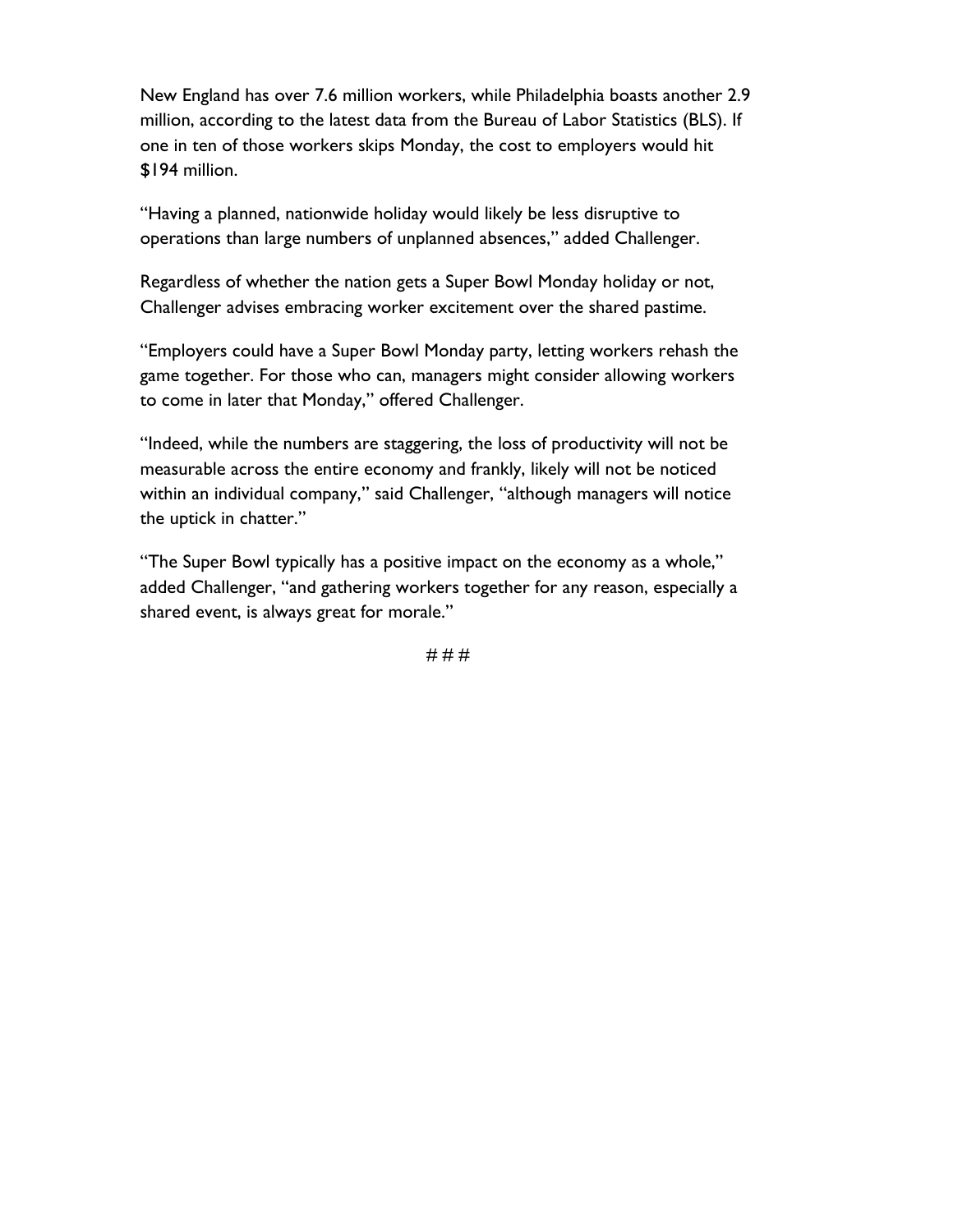New England has over 7.6 million workers, while Philadelphia boasts another 2.9 million, according to the latest data from the Bureau of Labor Statistics (BLS). If one in ten of those workers skips Monday, the cost to employers would hit $194 million.

"Having a planned, nationwide holiday would likely be less disruptive to operations than large numbers of unplanned absences," added Challenger.

Regardless of whether the nation gets a Super Bowl Monday holiday or not, Challenger advises embracing worker excitement over the shared pastime.

"Employers could have a Super Bowl Monday party, letting workers rehash the game together. For those who can, managers might consider allowing workers to come in later that Monday," offered Challenger.

"Indeed, while the numbers are staggering, the loss of productivity will not be measurable across the entire economy and frankly, likely will not be noticed within an individual company," said Challenger, "although managers will notice the uptick in chatter."

"The Super Bowl typically has a positive impact on the economy as a whole," added Challenger, "and gathering workers together for any reason, especially a shared event, is always great for morale."

# # #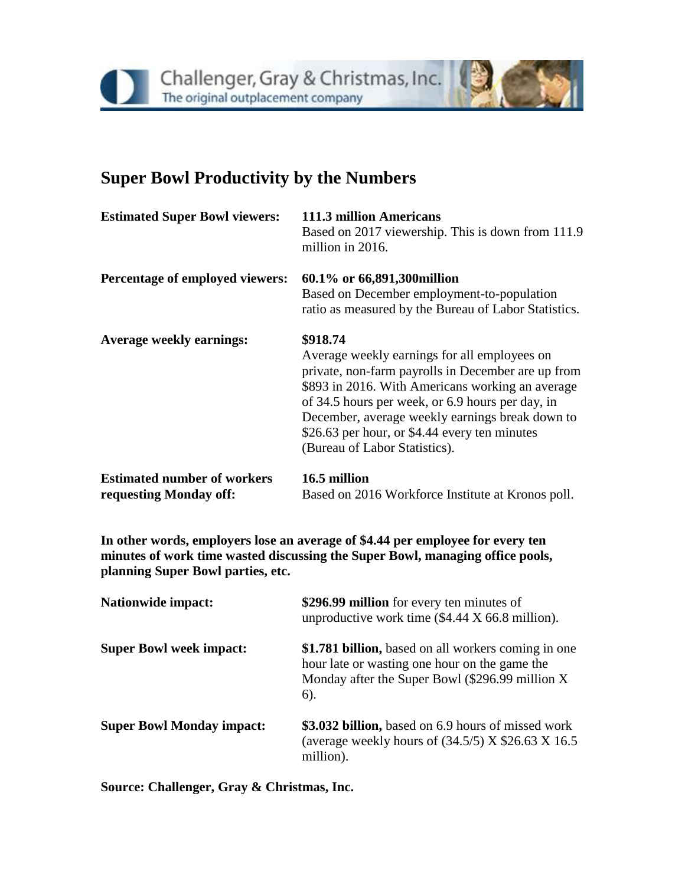Challenger, Gray & Christmas, Inc.
The original outplacement company

## Super Bowl Productivity by the Numbers

| | |
|---|---|
| **Estimated Super Bowl viewers:** | **111.3 million Americans**<br>Based on 2017 viewership. This is down from 111.9 million in 2016. |
| **Percentage of employed viewers:** | **60.1% or 66,891,300million**<br>Based on December employment-to-population ratio as measured by the Bureau of Labor Statistics. |
| **Average weekly earnings:** | **$918.74**<br>Average weekly earnings for all employees on private, non-farm payrolls in December are up from $893 in 2016. With Americans working an average of 34.5 hours per week, or 6.9 hours per day, in December, average weekly earnings break down to $26.63 per hour, or $4.44 every ten minutes (Bureau of Labor Statistics). |
| **Estimated number of workers requesting Monday off:** | **16.5 million**<br>Based on 2016 Workforce Institute at Kronos poll. |

**In other words, employers lose an average of $4.44 per employee for every ten minutes of work time wasted discussing the Super Bowl, managing office pools, planning Super Bowl parties, etc.**

| | |
|---|---|
| **Nationwide impact:** | **$296.99 million** for every ten minutes of unproductive work time ($4.44 X 66.8 million). |
| **Super Bowl week impact:** | **$1.781 billion,** based on all workers coming in one hour late or wasting one hour on the game the Monday after the Super Bowl ($296.99 million X 6). |
| **Super Bowl Monday impact:** | **$3.032 billion,** based on 6.9 hours of missed work (average weekly hours of (34.5/5) X $26.63 X 16.5 million). |

**Source: Challenger, Gray & Christmas, Inc.**